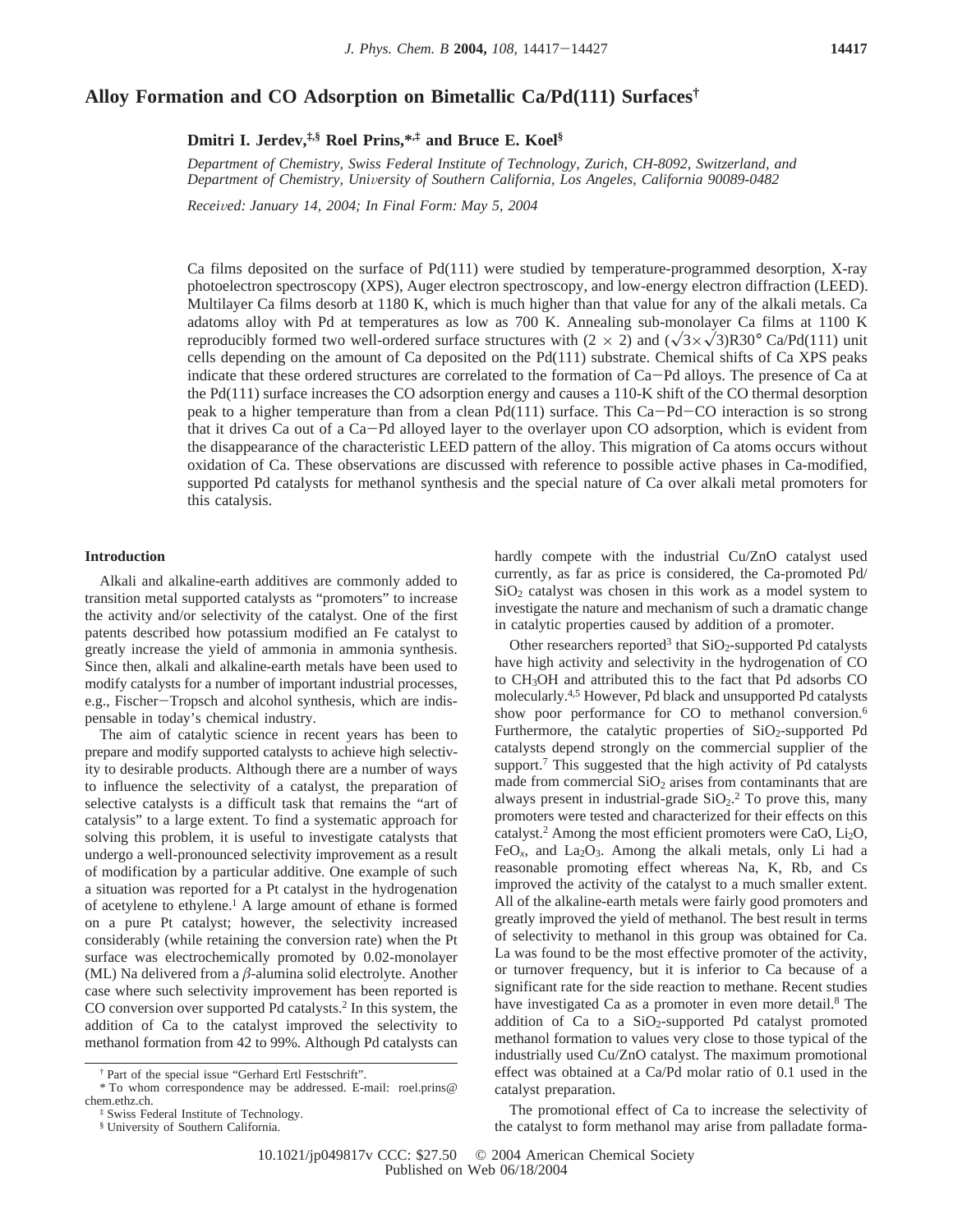# Alloy Formation and CO Adsorption on Bimetallic Ca/Pd(111) Surfaces[†]

**Dmitri I. Jerdev,[‡,§] Roel Prins,[*,‡] and Bruce E. Koel[§]**

*Department of Chemistry, Swiss Federal Institute of Technology, Zurich, CH-8092, Switzerland, and Department of Chemistry, University of Southern California, Los Angeles, California 90089-0482*

*Received: January 14, 2004; In Final Form: May 5, 2004*

Ca films deposited on the surface of Pd(111) were studied by temperature-programmed desorption, X-ray photoelectron spectroscopy (XPS), Auger electron spectroscopy, and low-energy electron diffraction (LEED). Multilayer Ca films desorb at 1180 K, which is much higher than that value for any of the alkali metals. Ca adatoms alloy with Pd at temperatures as low as 700 K. Annealing sub-monolayer Ca films at 1100 K reproducibly formed two well-ordered surface structures with (2 × 2) and $(\sqrt{3}\times\sqrt{3})R30°$ Ca/Pd(111) unit cells depending on the amount of Ca deposited on the Pd(111) substrate. Chemical shifts of Ca XPS peaks indicate that these ordered structures are correlated to the formation of Ca−Pd alloys. The presence of Ca at the Pd(111) surface increases the CO adsorption energy and causes a 110-K shift of the CO thermal desorption peak to a higher temperature than from a clean Pd(111) surface. This Ca−Pd−CO interaction is so strong that it drives Ca out of a Ca−Pd alloyed layer to the overlayer upon CO adsorption, which is evident from the disappearance of the characteristic LEED pattern of the alloy. This migration of Ca atoms occurs without oxidation of Ca. These observations are discussed with reference to possible active phases in Ca-modified, supported Pd catalysts for methanol synthesis and the special nature of Ca over alkali metal promoters for this catalysis.

## Introduction

Alkali and alkaline-earth additives are commonly added to transition metal supported catalysts as "promoters" to increase the activity and/or selectivity of the catalyst. One of the first patents described how potassium modified an Fe catalyst to greatly increase the yield of ammonia in ammonia synthesis. Since then, alkali and alkaline-earth metals have been used to modify catalysts for a number of important industrial processes, e.g., Fischer−Tropsch and alcohol synthesis, which are indispensable in today's chemical industry.

The aim of catalytic science in recent years has been to prepare and modify supported catalysts to achieve high selectivity to desirable products. Although there are a number of ways to influence the selectivity of a catalyst, the preparation of selective catalysts is a difficult task that remains the "art of catalysis" to a large extent. To find a systematic approach for solving this problem, it is useful to investigate catalysts that undergo a well-pronounced selectivity improvement as a result of modification by a particular additive. One example of such a situation was reported for a Pt catalyst in the hydrogenation of acetylene to ethylene.[1] A large amount of ethane is formed on a pure Pt catalyst; however, the selectivity increased considerably (while retaining the conversion rate) when the Pt surface was electrochemically promoted by 0.02-monolayer (ML) Na delivered from a $\beta$-alumina solid electrolyte. Another case where such selectivity improvement has been reported is CO conversion over supported Pd catalysts.[2] In this system, the addition of Ca to the catalyst improved the selectivity to methanol formation from 42 to 99%. Although Pd catalysts can hardly compete with the industrial Cu/ZnO catalyst used currently, as far as price is considered, the Ca-promoted Pd/$SiO_2$ catalyst was chosen in this work as a model system to investigate the nature and mechanism of such a dramatic change in catalytic properties caused by addition of a promoter.

Other researchers reported[3] that $SiO_2$-supported Pd catalysts have high activity and selectivity in the hydrogenation of CO to $CH_3OH$ and attributed this to the fact that Pd adsorbs CO molecularly.[4,5] However, Pd black and unsupported Pd catalysts show poor performance for CO to methanol conversion.[6] Furthermore, the catalytic properties of $SiO_2$-supported Pd catalysts depend strongly on the commercial supplier of the support.[7] This suggested that the high activity of Pd catalysts made from commercial $SiO_2$ arises from contaminants that are always present in industrial-grade $SiO_2$.[2] To prove this, many promoters were tested and characterized for their effects on this catalyst.[2] Among the most efficient promoters were CaO, $Li_2O$, $FeO_x$, and $La_2O_3$. Among the alkali metals, only Li had a reasonable promoting effect whereas Na, K, Rb, and Cs improved the activity of the catalyst to a much smaller extent. All of the alkaline-earth metals were fairly good promoters and greatly improved the yield of methanol. The best result in terms of selectivity to methanol in this group was obtained for Ca. La was found to be the most effective promoter of the activity, or turnover frequency, but it is inferior to Ca because of a significant rate for the side reaction to methane. Recent studies have investigated Ca as a promoter in even more detail.[8] The addition of Ca to a $SiO_2$-supported Pd catalyst promoted methanol formation to values very close to those typical of the industrially used Cu/ZnO catalyst. The maximum promotional effect was obtained at a Ca/Pd molar ratio of 0.1 used in the catalyst preparation.

The promotional effect of Ca to increase the selectivity of the catalyst to form methanol may arise from palladate forma-

[†] Part of the special issue "Gerhard Ertl Festschrift".

[*] To whom correspondence may be addressed. E-mail: roel.prins@chem.ethz.ch.

[‡] Swiss Federal Institute of Technology.

[§] University of Southern California.

10.1021/jp049817v CCC: $27.50 © 2004 American Chemical Society
Published on Web 06/18/2004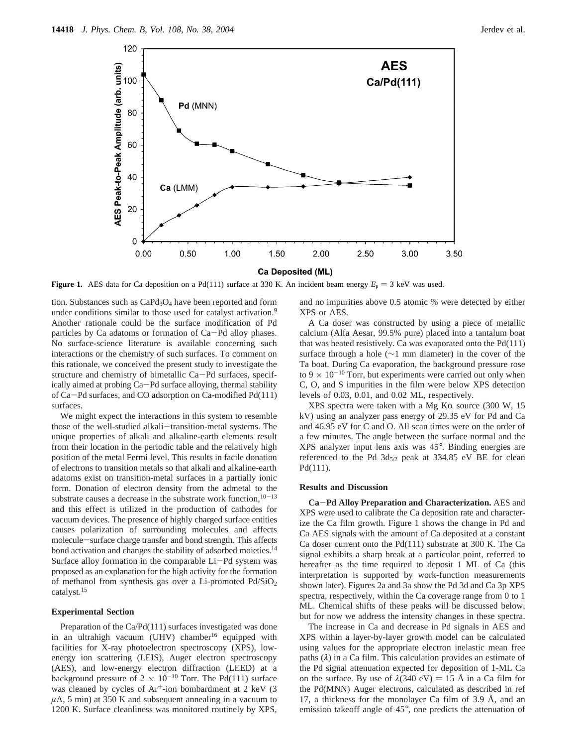**Figure 1.** AES data for Ca deposition on a Pd(111) surface at 330 K. An incident beam energy $E_p = 3$ keV was used.

tion. Substances such as $CaPd_3O_4$ have been reported and form under conditions similar to those used for catalyst activation.[9] Another rationale could be the surface modification of Pd particles by Ca adatoms or formation of Ca–Pd alloy phases. No surface-science literature is available concerning such interactions or the chemistry of such surfaces. To comment on this rationale, we conceived the present study to investigate the structure and chemistry of bimetallic Ca–Pd surfaces, specifically aimed at probing Ca–Pd surface alloying, thermal stability of Ca–Pd surfaces, and CO adsorption on Ca-modified Pd(111) surfaces.

We might expect the interactions in this system to resemble those of the well-studied alkali–transition-metal systems. The unique properties of alkali and alkaline-earth elements result from their location in the periodic table and the relatively high position of the metal Fermi level. This results in facile donation of electrons to transition metals so that alkali and alkaline-earth adatoms exist on transition-metal surfaces in a partially ionic form. Donation of electron density from the admetal to the substrate causes a decrease in the substrate work function,[10–13] and this effect is utilized in the production of cathodes for vacuum devices. The presence of highly charged surface entities causes polarization of surrounding molecules and affects molecule–surface charge transfer and bond strength. This affects bond activation and changes the stability of adsorbed moieties.[14] Surface alloy formation in the comparable Li–Pd system was proposed as an explanation for the high activity for the formation of methanol from synthesis gas over a Li-promoted $Pd/SiO_2$ catalyst.[15]

## Experimental Section

Preparation of the Ca/Pd(111) surfaces investigated was done in an ultrahigh vacuum (UHV) chamber[16] equipped with facilities for X-ray photoelectron spectroscopy (XPS), low-energy ion scattering (LEIS), Auger electron spectroscopy (AES), and low-energy electron diffraction (LEED) at a background pressure of $2 \times 10^{-10}$ Torr. The Pd(111) surface was cleaned by cycles of $Ar^+$-ion bombardment at 2 keV (3 $\mu$A, 5 min) at 350 K and subsequent annealing in a vacuum to 1200 K. Surface cleanliness was monitored routinely by XPS, and no impurities above 0.5 atomic % were detected by either XPS or AES.

A Ca doser was constructed by using a piece of metallic calcium (Alfa Aesar, 99.5% pure) placed into a tantalum boat that was heated resistively. Ca was evaporated onto the Pd(111) surface through a hole (~1 mm diameter) in the cover of the Ta boat. During Ca evaporation, the background pressure rose to $9 \times 10^{-10}$ Torr, but experiments were carried out only when C, O, and S impurities in the film were below XPS detection levels of 0.03, 0.01, and 0.02 ML, respectively.

XPS spectra were taken with a Mg K$\alpha$ source (300 W, 15 kV) using an analyzer pass energy of 29.35 eV for Pd and Ca and 46.95 eV for C and O. All scan times were on the order of a few minutes. The angle between the surface normal and the XPS analyzer input lens axis was 45°. Binding energies are referenced to the Pd $3d_{5/2}$ peak at 334.85 eV BE for clean Pd(111).

## Results and Discussion

**Ca–Pd Alloy Preparation and Characterization.** AES and XPS were used to calibrate the Ca deposition rate and characterize the Ca film growth. Figure 1 shows the change in Pd and Ca AES signals with the amount of Ca deposited at a constant Ca doser current onto the Pd(111) substrate at 300 K. The Ca signal exhibits a sharp break at a particular point, referred to hereafter as the time required to deposit 1 ML of Ca (this interpretation is supported by work-function measurements shown later). Figures 2a and 3a show the Pd 3d and Ca 3p XPS spectra, respectively, within the Ca coverage range from 0 to 1 ML. Chemical shifts of these peaks will be discussed below, but for now we address the intensity changes in these spectra.

The increase in Ca and decrease in Pd signals in AES and XPS within a layer-by-layer growth model can be calculated using values for the appropriate electron inelastic mean free paths ($\lambda$) in a Ca film. This calculation provides an estimate of the Pd signal attenuation expected for deposition of 1-ML Ca on the surface. By use of $\lambda$(340 eV) = 15 Å in a Ca film for the Pd(MNN) Auger electrons, calculated as described in ref 17, a thickness for the monolayer Ca film of 3.9 Å, and an emission takeoff angle of 45°, one predicts the attenuation of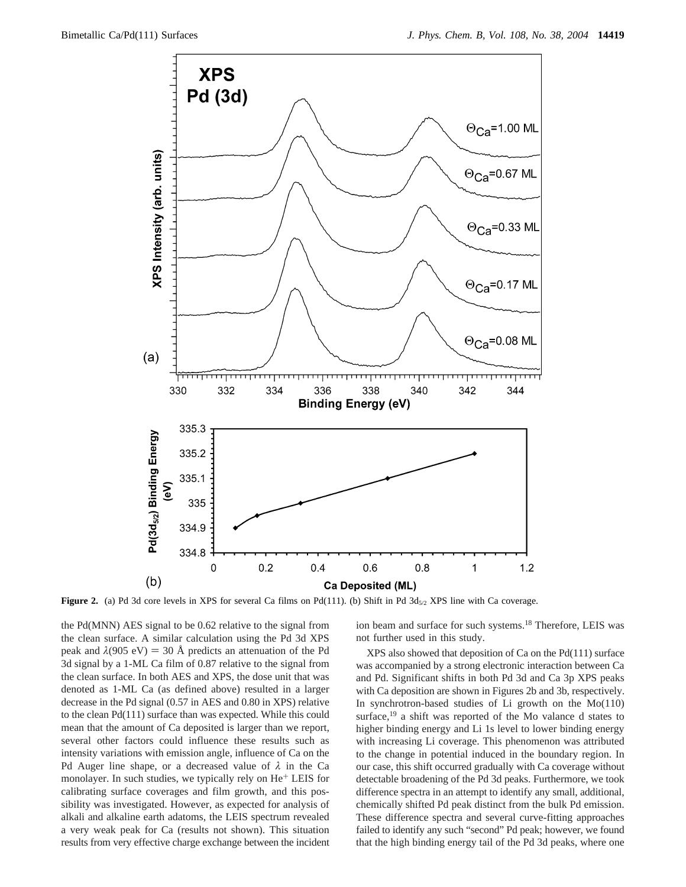**Figure 2.** (a) Pd 3d core levels in XPS for several Ca films on Pd(111). (b) Shift in Pd $3d_{5/2}$ XPS line with Ca coverage.

the Pd(MNN) AES signal to be 0.62 relative to the signal from the clean surface. A similar calculation using the Pd 3d XPS peak and $\lambda$(905 eV) = 30 Å predicts an attenuation of the Pd 3d signal by a 1-ML Ca film of 0.87 relative to the signal from the clean surface. In both AES and XPS, the dose unit that was denoted as 1-ML Ca (as defined above) resulted in a larger decrease in the Pd signal (0.57 in AES and 0.80 in XPS) relative to the clean Pd(111) surface than was expected. While this could mean that the amount of Ca deposited is larger than we report, several other factors could influence these results such as intensity variations with emission angle, influence of Ca on the Pd Auger line shape, or a decreased value of $\lambda$ in the Ca monolayer. In such studies, we typically rely on $He^+$ LEIS for calibrating surface coverages and film growth, and this possibility was investigated. However, as expected for analysis of alkali and alkaline earth adatoms, the LEIS spectrum revealed a very weak peak for Ca (results not shown). This situation results from very effective charge exchange between the incident ion beam and surface for such systems.[18] Therefore, LEIS was not further used in this study.

XPS also showed that deposition of Ca on the Pd(111) surface was accompanied by a strong electronic interaction between Ca and Pd. Significant shifts in both Pd 3d and Ca 3p XPS peaks with Ca deposition are shown in Figures 2b and 3b, respectively. In synchrotron-based studies of Li growth on the Mo(110) surface,[19] a shift was reported of the Mo valance d states to higher binding energy and Li 1s level to lower binding energy with increasing Li coverage. This phenomenon was attributed to the change in potential induced in the boundary region. In our case, this shift occurred gradually with Ca coverage without detectable broadening of the Pd 3d peaks. Furthermore, we took difference spectra in an attempt to identify any small, additional, chemically shifted Pd peak distinct from the bulk Pd emission. These difference spectra and several curve-fitting approaches failed to identify any such "second" Pd peak; however, we found that the high binding energy tail of the Pd 3d peaks, where one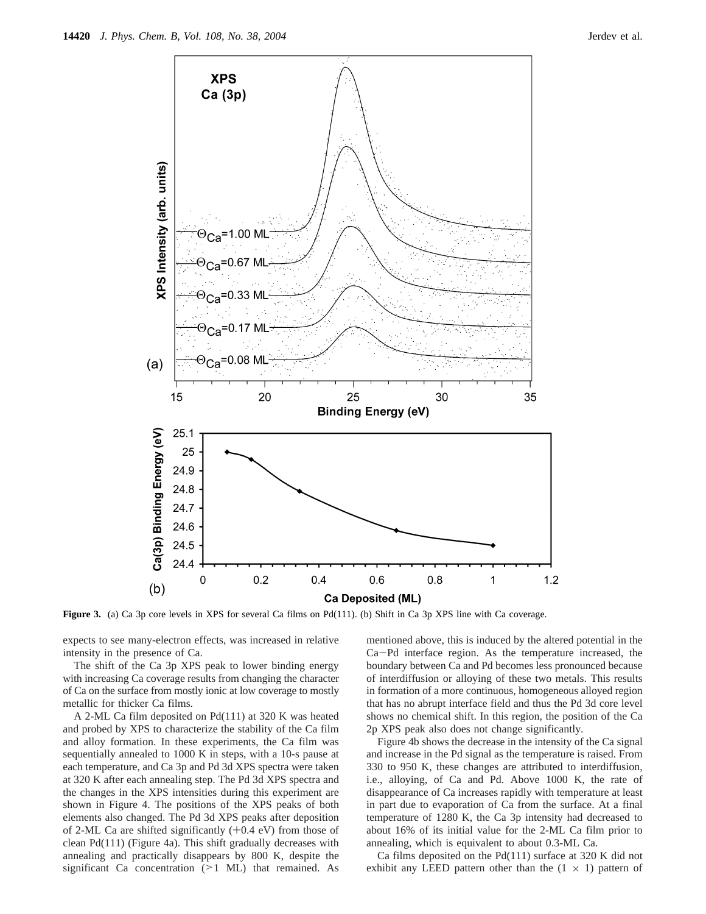**Figure 3.** (a) Ca 3p core levels in XPS for several Ca films on Pd(111). (b) Shift in Ca 3p XPS line with Ca coverage.

expects to see many-electron effects, was increased in relative intensity in the presence of Ca.

The shift of the Ca 3p XPS peak to lower binding energy with increasing Ca coverage results from changing the character of Ca on the surface from mostly ionic at low coverage to mostly metallic for thicker Ca films.

A 2-ML Ca film deposited on Pd(111) at 320 K was heated and probed by XPS to characterize the stability of the Ca film and alloy formation. In these experiments, the Ca film was sequentially annealed to 1000 K in steps, with a 10-s pause at each temperature, and Ca 3p and Pd 3d XPS spectra were taken at 320 K after each annealing step. The Pd 3d XPS spectra and the changes in the XPS intensities during this experiment are shown in Figure 4. The positions of the XPS peaks of both elements also changed. The Pd 3d XPS peaks after deposition of 2-ML Ca are shifted significantly (+0.4 eV) from those of clean Pd(111) (Figure 4a). This shift gradually decreases with annealing and practically disappears by 800 K, despite the significant Ca concentration (>1 ML) that remained. As mentioned above, this is induced by the altered potential in the Ca−Pd interface region. As the temperature increased, the boundary between Ca and Pd becomes less pronounced because of interdiffusion or alloying of these two metals. This results in formation of a more continuous, homogeneous alloyed region that has no abrupt interface field and thus the Pd 3d core level shows no chemical shift. In this region, the position of the Ca 2p XPS peak also does not change significantly.

Figure 4b shows the decrease in the intensity of the Ca signal and increase in the Pd signal as the temperature is raised. From 330 to 950 K, these changes are attributed to interdiffusion, i.e., alloying, of Ca and Pd. Above 1000 K, the rate of disappearance of Ca increases rapidly with temperature at least in part due to evaporation of Ca from the surface. At a final temperature of 1280 K, the Ca 3p intensity had decreased to about 16% of its initial value for the 2-ML Ca film prior to annealing, which is equivalent to about 0.3-ML Ca.

Ca films deposited on the Pd(111) surface at 320 K did not exhibit any LEED pattern other than the $(1 \times 1)$ pattern of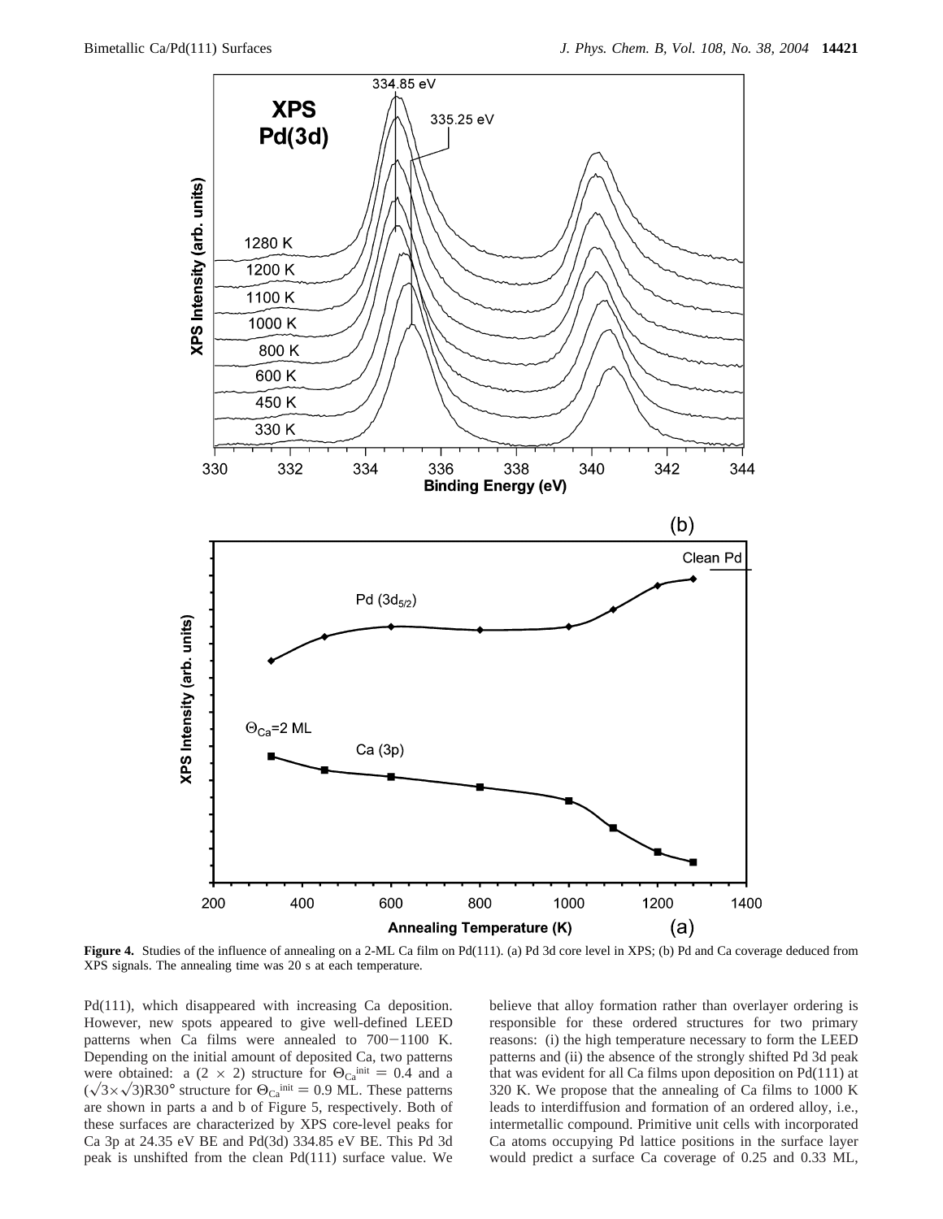**Figure 4.** Studies of the influence of annealing on a 2-ML Ca film on Pd(111). (a) Pd 3d core level in XPS; (b) Pd and Ca coverage deduced from XPS signals. The annealing time was 20 s at each temperature.

Pd(111), which disappeared with increasing Ca deposition. However, new spots appeared to give well-defined LEED patterns when Ca films were annealed to 700−1100 K. Depending on the initial amount of deposited Ca, two patterns were obtained: a (2 × 2) structure for $\Theta_{Ca}^{init} = 0.4$ and a $(\sqrt{3}\times\sqrt{3})R30°$ structure for $\Theta_{Ca}^{init} = 0.9$ ML. These patterns are shown in parts a and b of Figure 5, respectively. Both of these surfaces are characterized by XPS core-level peaks for Ca 3p at 24.35 eV BE and Pd(3d) 334.85 eV BE. This Pd 3d peak is unshifted from the clean Pd(111) surface value. We believe that alloy formation rather than overlayer ordering is responsible for these ordered structures for two primary reasons: (i) the high temperature necessary to form the LEED patterns and (ii) the absence of the strongly shifted Pd 3d peak that was evident for all Ca films upon deposition on Pd(111) at 320 K. We propose that the annealing of Ca films to 1000 K leads to interdiffusion and formation of an ordered alloy, i.e., intermetallic compound. Primitive unit cells with incorporated Ca atoms occupying Pd lattice positions in the surface layer would predict a surface Ca coverage of 0.25 and 0.33 ML,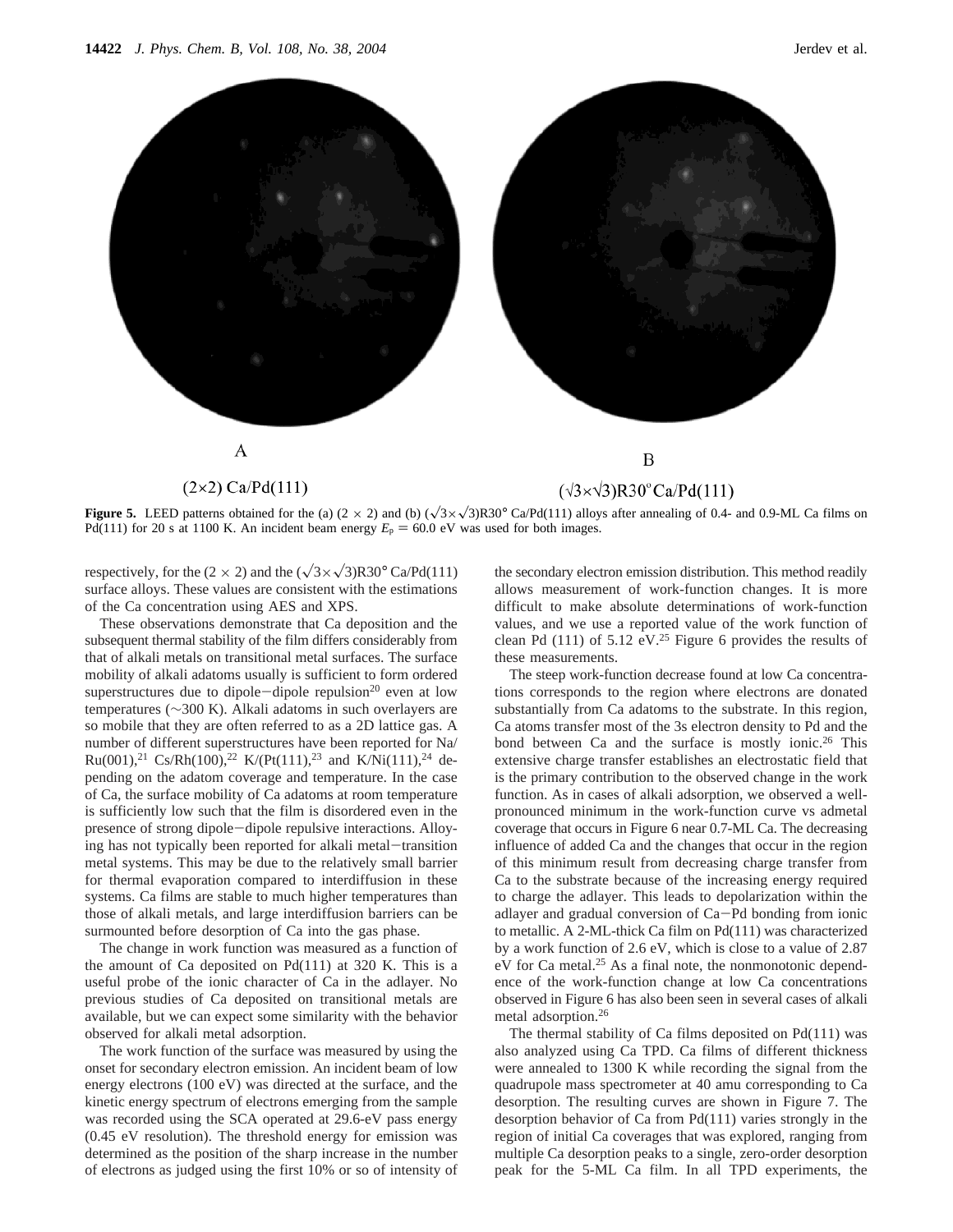A

(2×2) Ca/Pd(111)

B

(√3×√3)R30° Ca/Pd(111)

**Figure 5.** LEED patterns obtained for the (a) (2 × 2) and (b) ($\sqrt{3}\times\sqrt{3}$)R30° Ca/Pd(111) alloys after annealing of 0.4- and 0.9-ML Ca films on Pd(111) for 20 s at 1100 K. An incident beam energy $E_p$ = 60.0 eV was used for both images.

respectively, for the (2 × 2) and the ($\sqrt{3}\times\sqrt{3}$)R30° Ca/Pd(111) surface alloys. These values are consistent with the estimations of the Ca concentration using AES and XPS.

These observations demonstrate that Ca deposition and the subsequent thermal stability of the film differs considerably from that of alkali metals on transitional metal surfaces. The surface mobility of alkali adatoms usually is sufficient to form ordered superstructures due to dipole–dipole repulsion[20] even at low temperatures (~300 K). Alkali adatoms in such overlayers are so mobile that they are often referred to as a 2D lattice gas. A number of different superstructures have been reported for Na/Ru(001),[21] Cs/Rh(100),[22] K/(Pt(111),[23] and K/Ni(111),[24] depending on the adatom coverage and temperature. In the case of Ca, the surface mobility of Ca adatoms at room temperature is sufficiently low such that the film is disordered even in the presence of strong dipole–dipole repulsive interactions. Alloying has not typically been reported for alkali metal–transition metal systems. This may be due to the relatively small barrier for thermal evaporation compared to interdiffusion in these systems. Ca films are stable to much higher temperatures than those of alkali metals, and large interdiffusion barriers can be surmounted before desorption of Ca into the gas phase.

The change in work function was measured as a function of the amount of Ca deposited on Pd(111) at 320 K. This is a useful probe of the ionic character of Ca in the adlayer. No previous studies of Ca deposited on transitional metals are available, but we can expect some similarity with the behavior observed for alkali metal adsorption.

The work function of the surface was measured by using the onset for secondary electron emission. An incident beam of low energy electrons (100 eV) was directed at the surface, and the kinetic energy spectrum of electrons emerging from the sample was recorded using the SCA operated at 29.6-eV pass energy (0.45 eV resolution). The threshold energy for emission was determined as the position of the sharp increase in the number of electrons as judged using the first 10% or so of intensity of the secondary electron emission distribution. This method readily allows measurement of work-function changes. It is more difficult to make absolute determinations of work-function values, and we use a reported value of the work function of clean Pd (111) of 5.12 eV.[25] Figure 6 provides the results of these measurements.

The steep work-function decrease found at low Ca concentrations corresponds to the region where electrons are donated substantially from Ca adatoms to the substrate. In this region, Ca atoms transfer most of the 3s electron density to Pd and the bond between Ca and the surface is mostly ionic.[26] This extensive charge transfer establishes an electrostatic field that is the primary contribution to the observed change in the work function. As in cases of alkali adsorption, we observed a well-pronounced minimum in the work-function curve vs admetal coverage that occurs in Figure 6 near 0.7-ML Ca. The decreasing influence of added Ca and the changes that occur in the region of this minimum result from decreasing charge transfer from Ca to the substrate because of the increasing energy required to charge the adlayer. This leads to depolarization within the adlayer and gradual conversion of Ca–Pd bonding from ionic to metallic. A 2-ML-thick Ca film on Pd(111) was characterized by a work function of 2.6 eV, which is close to a value of 2.87 eV for Ca metal.[25] As a final note, the nonmonotonic dependence of the work-function change at low Ca concentrations observed in Figure 6 has also been seen in several cases of alkali metal adsorption.[26]

The thermal stability of Ca films deposited on Pd(111) was also analyzed using Ca TPD. Ca films of different thickness were annealed to 1300 K while recording the signal from the quadrupole mass spectrometer at 40 amu corresponding to Ca desorption. The resulting curves are shown in Figure 7. The desorption behavior of Ca from Pd(111) varies strongly in the region of initial Ca coverages that was explored, ranging from multiple Ca desorption peaks to a single, zero-order desorption peak for the 5-ML Ca film. In all TPD experiments, the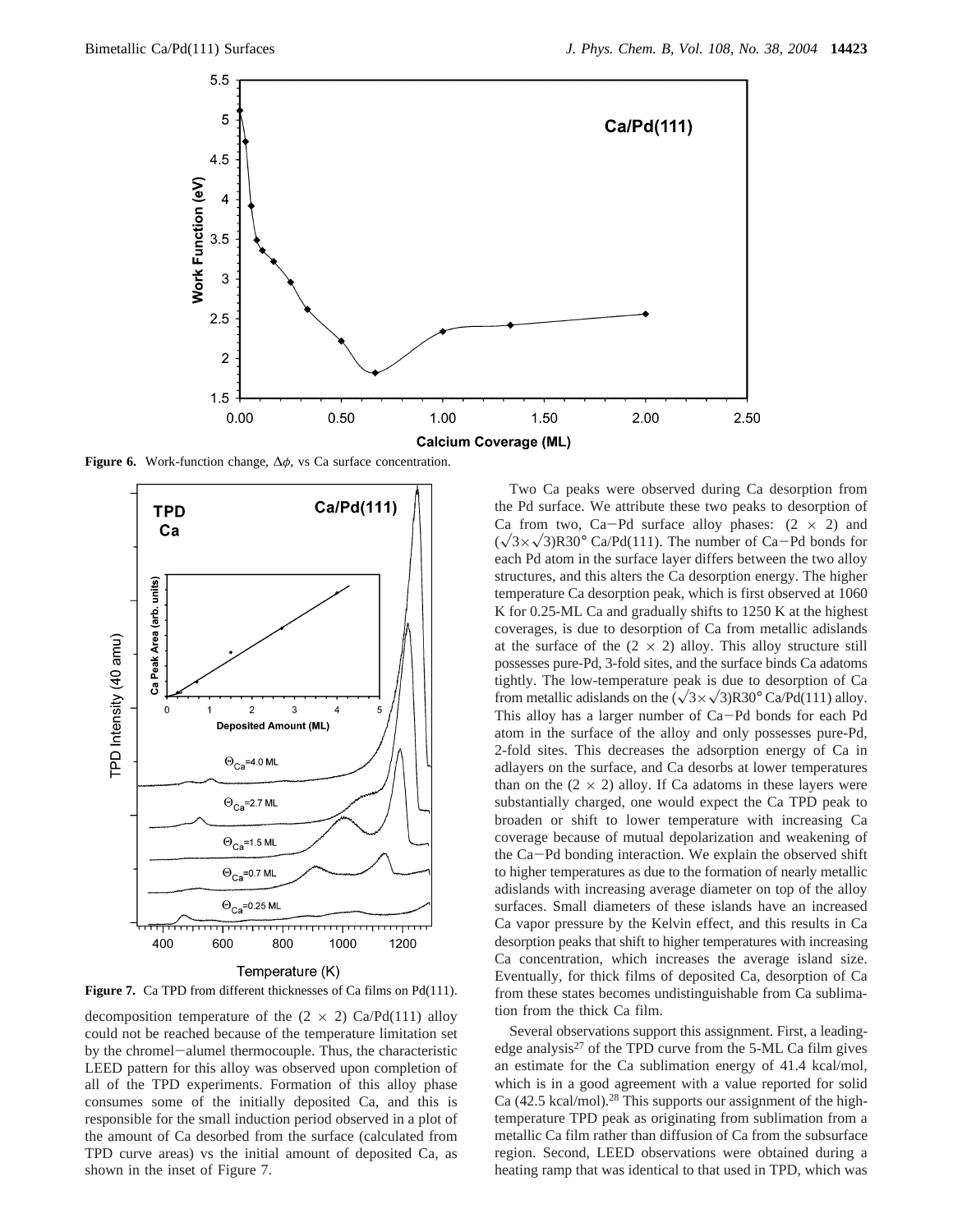**Figure 6.** Work-function change, $\Delta\phi$, vs Ca surface concentration.

**Figure 7.** Ca TPD from different thicknesses of Ca films on Pd(111).

decomposition temperature of the (2 × 2) Ca/Pd(111) alloy could not be reached because of the temperature limitation set by the chromel–alumel thermocouple. Thus, the characteristic LEED pattern for this alloy was observed upon completion of all of the TPD experiments. Formation of this alloy phase consumes some of the initially deposited Ca, and this is responsible for the small induction period observed in a plot of the amount of Ca desorbed from the surface (calculated from TPD curve areas) vs the initial amount of deposited Ca, as shown in the inset of Figure 7.

Two Ca peaks were observed during Ca desorption from the Pd surface. We attribute these two peaks to desorption of Ca from two, Ca–Pd surface alloy phases: (2 × 2) and ($\sqrt{3}\times\sqrt{3}$)R30° Ca/Pd(111). The number of Ca–Pd bonds for each Pd atom in the surface layer differs between the two alloy structures, and this alters the Ca desorption energy. The higher temperature Ca desorption peak, which is first observed at 1060 K for 0.25-ML Ca and gradually shifts to 1250 K at the highest coverages, is due to desorption of Ca from metallic adislands at the surface of the (2 × 2) alloy. This alloy structure still possesses pure-Pd, 3-fold sites, and the surface binds Ca adatoms tightly. The low-temperature peak is due to desorption of Ca from metallic adislands on the ($\sqrt{3}\times\sqrt{3}$)R30° Ca/Pd(111) alloy. This alloy has a larger number of Ca–Pd bonds for each Pd atom in the surface of the alloy and only possesses pure-Pd, 2-fold sites. This decreases the adsorption energy of Ca in adlayers on the surface, and Ca desorbs at lower temperatures than on the (2 × 2) alloy. If Ca adatoms in these layers were substantially charged, one would expect the Ca TPD peak to broaden or shift to lower temperature with increasing Ca coverage because of mutual depolarization and weakening of the Ca–Pd bonding interaction. We explain the observed shift to higher temperatures as due to the formation of nearly metallic adislands with increasing average diameter on top of the alloy surfaces. Small diameters of these islands have an increased Ca vapor pressure by the Kelvin effect, and this results in Ca desorption peaks that shift to higher temperatures with increasing Ca concentration, which increases the average island size. Eventually, for thick films of deposited Ca, desorption of Ca from these states becomes undistinguishable from Ca sublimation from the thick Ca film.

Several observations support this assignment. First, a leading-edge analysis[27] of the TPD curve from the 5-ML Ca film gives an estimate for the Ca sublimation energy of 41.4 kcal/mol, which is in a good agreement with a value reported for solid Ca (42.5 kcal/mol).[28] This supports our assignment of the high-temperature TPD peak as originating from sublimation from a metallic Ca film rather than diffusion of Ca from the subsurface region. Second, LEED observations were obtained during a heating ramp that was identical to that used in TPD, which was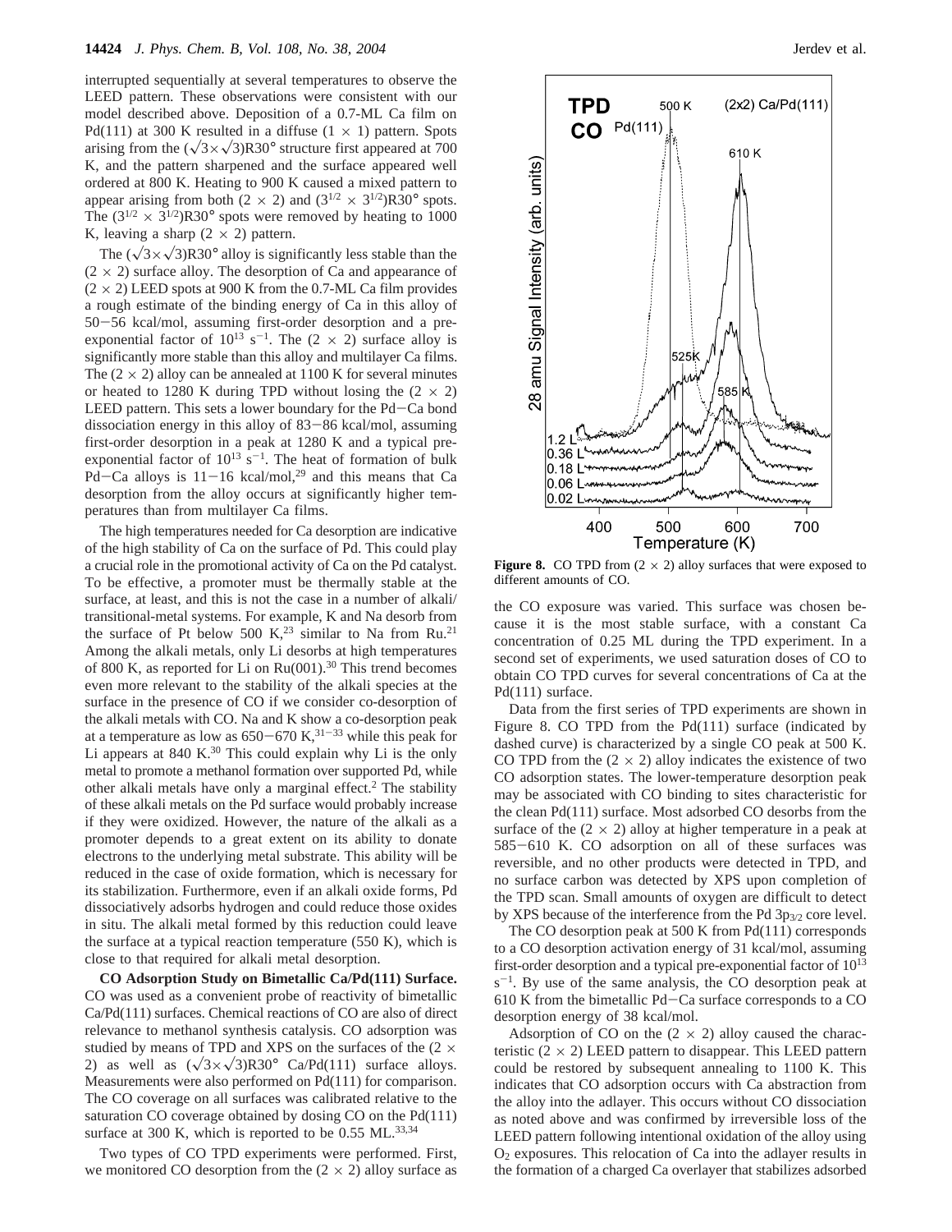interrupted sequentially at several temperatures to observe the LEED pattern. These observations were consistent with our model described above. Deposition of a 0.7-ML Ca film on Pd(111) at 300 K resulted in a diffuse (1 × 1) pattern. Spots arising from the $(\sqrt{3}\times\sqrt{3})R30°$ structure first appeared at 700 K, and the pattern sharpened and the surface appeared well ordered at 800 K. Heating to 900 K caused a mixed pattern to appear arising from both (2 × 2) and $(3^{1/2} \times 3^{1/2})R30°$ spots. The $(3^{1/2} \times 3^{1/2})R30°$ spots were removed by heating to 1000 K, leaving a sharp (2 × 2) pattern.

The $(\sqrt{3}\times\sqrt{3})R30°$ alloy is significantly less stable than the (2 × 2) surface alloy. The desorption of Ca and appearance of (2 × 2) LEED spots at 900 K from the 0.7-ML Ca film provides a rough estimate of the binding energy of Ca in this alloy of 50−56 kcal/mol, assuming first-order desorption and a pre-exponential factor of $10^{13}$ $s^{-1}$. The (2 × 2) surface alloy is significantly more stable than this alloy and multilayer Ca films. The (2 × 2) alloy can be annealed at 1100 K for several minutes or heated to 1280 K during TPD without losing the (2 × 2) LEED pattern. This sets a lower boundary for the Pd−Ca bond dissociation energy in this alloy of 83−86 kcal/mol, assuming first-order desorption in a peak at 1280 K and a typical pre-exponential factor of $10^{13}$ $s^{-1}$. The heat of formation of bulk Pd−Ca alloys is 11−16 kcal/mol,[29] and this means that Ca desorption from the alloy occurs at significantly higher temperatures than from multilayer Ca films.

The high temperatures needed for Ca desorption are indicative of the high stability of Ca on the surface of Pd. This could play a crucial role in the promotional activity of Ca on the Pd catalyst. To be effective, a promoter must be thermally stable at the surface, at least, and this is not the case in a number of alkali/transitional-metal systems. For example, K and Na desorb from the surface of Pt below 500 K,[23] similar to Na from Ru.[21] Among the alkali metals, only Li desorbs at high temperatures of 800 K, as reported for Li on Ru(001).[30] This trend becomes even more relevant to the stability of the alkali species at the surface in the presence of CO if we consider co-desorption of the alkali metals with CO. Na and K show a co-desorption peak at a temperature as low as 650−670 K,[31−33] while this peak for Li appears at 840 K.[30] This could explain why Li is the only metal to promote a methanol formation over supported Pd, while other alkali metals have only a marginal effect.[2] The stability of these alkali metals on the Pd surface would probably increase if they were oxidized. However, the nature of the alkali as a promoter depends to a great extent on its ability to donate electrons to the underlying metal substrate. This ability will be reduced in the case of oxide formation, which is necessary for its stabilization. Furthermore, even if an alkali oxide forms, Pd dissociatively adsorbs hydrogen and could reduce those oxides in situ. The alkali metal formed by this reduction could leave the surface at a typical reaction temperature (550 K), which is close to that required for alkali metal desorption.

**CO Adsorption Study on Bimetallic Ca/Pd(111) Surface.** CO was used as a convenient probe of reactivity of bimetallic Ca/Pd(111) surfaces. Chemical reactions of CO are also of direct relevance to methanol synthesis catalysis. CO adsorption was studied by means of TPD and XPS on the surfaces of the (2 × 2) as well as $(\sqrt{3}\times\sqrt{3})R30°$ Ca/Pd(111) surface alloys. Measurements were also performed on Pd(111) for comparison. The CO coverage on all surfaces was calibrated relative to the saturation CO coverage obtained by dosing CO on the Pd(111) surface at 300 K, which is reported to be 0.55 ML.[33,34]

Two types of CO TPD experiments were performed. First, we monitored CO desorption from the (2 × 2) alloy surface as the CO exposure was varied. This surface was chosen because it is the most stable surface, with a constant Ca concentration of 0.25 ML during the TPD experiment. In a second set of experiments, we used saturation doses of CO to obtain CO TPD curves for several concentrations of Ca at the Pd(111) surface.

**Figure 8.** CO TPD from (2 × 2) alloy surfaces that were exposed to different amounts of CO.

Data from the first series of TPD experiments are shown in Figure 8. CO TPD from the Pd(111) surface (indicated by dashed curve) is characterized by a single CO peak at 500 K. CO TPD from the (2 × 2) alloy indicates the existence of two CO adsorption states. The lower-temperature desorption peak may be associated with CO binding to sites characteristic for the clean Pd(111) surface. Most adsorbed CO desorbs from the surface of the (2 × 2) alloy at higher temperature in a peak at 585−610 K. CO adsorption on all of these surfaces was reversible, and no other products were detected in TPD, and no surface carbon was detected by XPS upon completion of the TPD scan. Small amounts of oxygen are difficult to detect by XPS because of the interference from the Pd $3p_{3/2}$ core level.

The CO desorption peak at 500 K from Pd(111) corresponds to a CO desorption activation energy of 31 kcal/mol, assuming first-order desorption and a typical pre-exponential factor of $10^{13}$ $s^{-1}$. By use of the same analysis, the CO desorption peak at 610 K from the bimetallic Pd−Ca surface corresponds to a CO desorption energy of 38 kcal/mol.

Adsorption of CO on the (2 × 2) alloy caused the characteristic (2 × 2) LEED pattern to disappear. This LEED pattern could be restored by subsequent annealing to 1100 K. This indicates that CO adsorption occurs with Ca abstraction from the alloy into the adlayer. This occurs without CO dissociation as noted above and was confirmed by irreversible loss of the LEED pattern following intentional oxidation of the alloy using $O_2$ exposures. This relocation of Ca into the adlayer results in the formation of a charged Ca overlayer that stabilizes adsorbed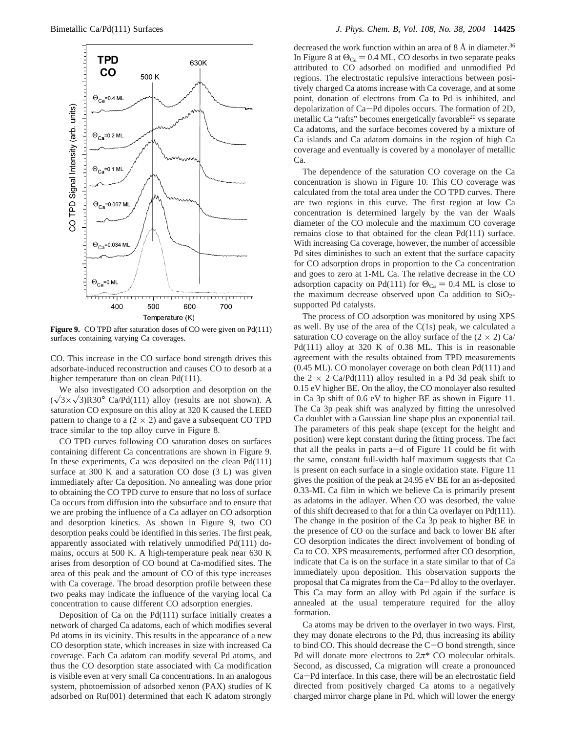**Figure 9.** CO TPD after saturation doses of CO were given on Pd(111) surfaces containing varying Ca coverages.

CO. This increase in the CO surface bond strength drives this adsorbate-induced reconstruction and causes CO to desorb at a higher temperature than on clean Pd(111).

We also investigated CO adsorption and desorption on the $(\sqrt{3}\times\sqrt{3})R30°$ Ca/Pd(111) alloy (results are not shown). A saturation CO exposure on this alloy at 320 K caused the LEED pattern to change to a $(2 \times 2)$ and gave a subsequent CO TPD trace similar to the top alloy curve in Figure 8.

CO TPD curves following CO saturation doses on surfaces containing different Ca concentrations are shown in Figure 9. In these experiments, Ca was deposited on the clean Pd(111) surface at 300 K and a saturation CO dose (3 L) was given immediately after Ca deposition. No annealing was done prior to obtaining the CO TPD curve to ensure that no loss of surface Ca occurs from diffusion into the subsurface and to ensure that we are probing the influence of a Ca adlayer on CO adsorption and desorption kinetics. As shown in Figure 9, two CO desorption peaks could be identified in this series. The first peak, apparently associated with relatively unmodified Pd(111) domains, occurs at 500 K. A high-temperature peak near 630 K arises from desorption of CO bound at Ca-modified sites. The area of this peak and the amount of CO of this type increases with Ca coverage. The broad desorption profile between these two peaks may indicate the influence of the varying local Ca concentration to cause different CO adsorption energies.

Deposition of Ca on the Pd(111) surface initially creates a network of charged Ca adatoms, each of which modifies several Pd atoms in its vicinity. This results in the appearance of a new CO desorption state, which increases in size with increased Ca coverage. Each Ca adatom can modify several Pd atoms, and thus the CO desorption state associated with Ca modification is visible even at very small Ca concentrations. In an analogous system, photoemission of adsorbed xenon (PAX) studies of K adsorbed on Ru(001) determined that each K adatom strongly decreased the work function within an area of 8 Å in diameter.[36] In Figure 8 at $\Theta_{Ca} = 0.4$ ML, CO desorbs in two separate peaks attributed to CO adsorbed on modified and unmodified Pd regions. The electrostatic repulsive interactions between positively charged Ca atoms increase with Ca coverage, and at some point, donation of electrons from Ca to Pd is inhibited, and depolarization of Ca−Pd dipoles occurs. The formation of 2D, metallic Ca "rafts" becomes energetically favorable[20] vs separate Ca adatoms, and the surface becomes covered by a mixture of Ca islands and Ca adatom domains in the region of high Ca coverage and eventually is covered by a monolayer of metallic Ca.

The dependence of the saturation CO coverage on the Ca concentration is shown in Figure 10. This CO coverage was calculated from the total area under the CO TPD curves. There are two regions in this curve. The first region at low Ca concentration is determined largely by the van der Waals diameter of the CO molecule and the maximum CO coverage remains close to that obtained for the clean Pd(111) surface. With increasing Ca coverage, however, the number of accessible Pd sites diminishes to such an extent that the surface capacity for CO adsorption drops in proportion to the Ca concentration and goes to zero at 1-ML Ca. The relative decrease in the CO adsorption capacity on Pd(111) for $\Theta_{Ca} = 0.4$ ML is close to the maximum decrease observed upon Ca addition to $SiO_2$-supported Pd catalysts.

The process of CO adsorption was monitored by using XPS as well. By use of the area of the C(1s) peak, we calculated a saturation CO coverage on the alloy surface of the $(2 \times 2)$ Ca/Pd(111) alloy at 320 K of 0.38 ML. This is in reasonable agreement with the results obtained from TPD measurements (0.45 ML). CO monolayer coverage on both clean Pd(111) and the $2 \times 2$ Ca/Pd(111) alloy resulted in a Pd 3d peak shift to 0.15 eV higher BE. On the alloy, the CO monolayer also resulted in Ca 3p shift of 0.6 eV to higher BE as shown in Figure 11. The Ca 3p peak shift was analyzed by fitting the unresolved Ca doublet with a Gaussian line shape plus an exponential tail. The parameters of this peak shape (except for the height and position) were kept constant during the fitting process. The fact that all the peaks in parts a−d of Figure 11 could be fit with the same, constant full-width half maximum suggests that Ca is present on each surface in a single oxidation state. Figure 11 gives the position of the peak at 24.95 eV BE for an as-deposited 0.33-ML Ca film in which we believe Ca is primarily present as adatoms in the adlayer. When CO was desorbed, the value of this shift decreased to that for a thin Ca overlayer on Pd(111). The change in the position of the Ca 3p peak to higher BE in the presence of CO on the surface and back to lower BE after CO desorption indicates the direct involvement of bonding of Ca to CO. XPS measurements, performed after CO desorption, indicate that Ca is on the surface in a state similar to that of Ca immediately upon deposition. This observation supports the proposal that Ca migrates from the Ca−Pd alloy to the overlayer. This Ca may form an alloy with Pd again if the surface is annealed at the usual temperature required for the alloy formation.

Ca atoms may be driven to the overlayer in two ways. First, they may donate electrons to the Pd, thus increasing its ability to bind CO. This should decrease the C−O bond strength, since Pd will donate more electrons to $2\pi^*$ CO molecular orbitals. Second, as discussed, Ca migration will create a pronounced Ca−Pd interface. In this case, there will be an electrostatic field directed from positively charged Ca atoms to a negatively charged mirror charge plane in Pd, which will lower the energy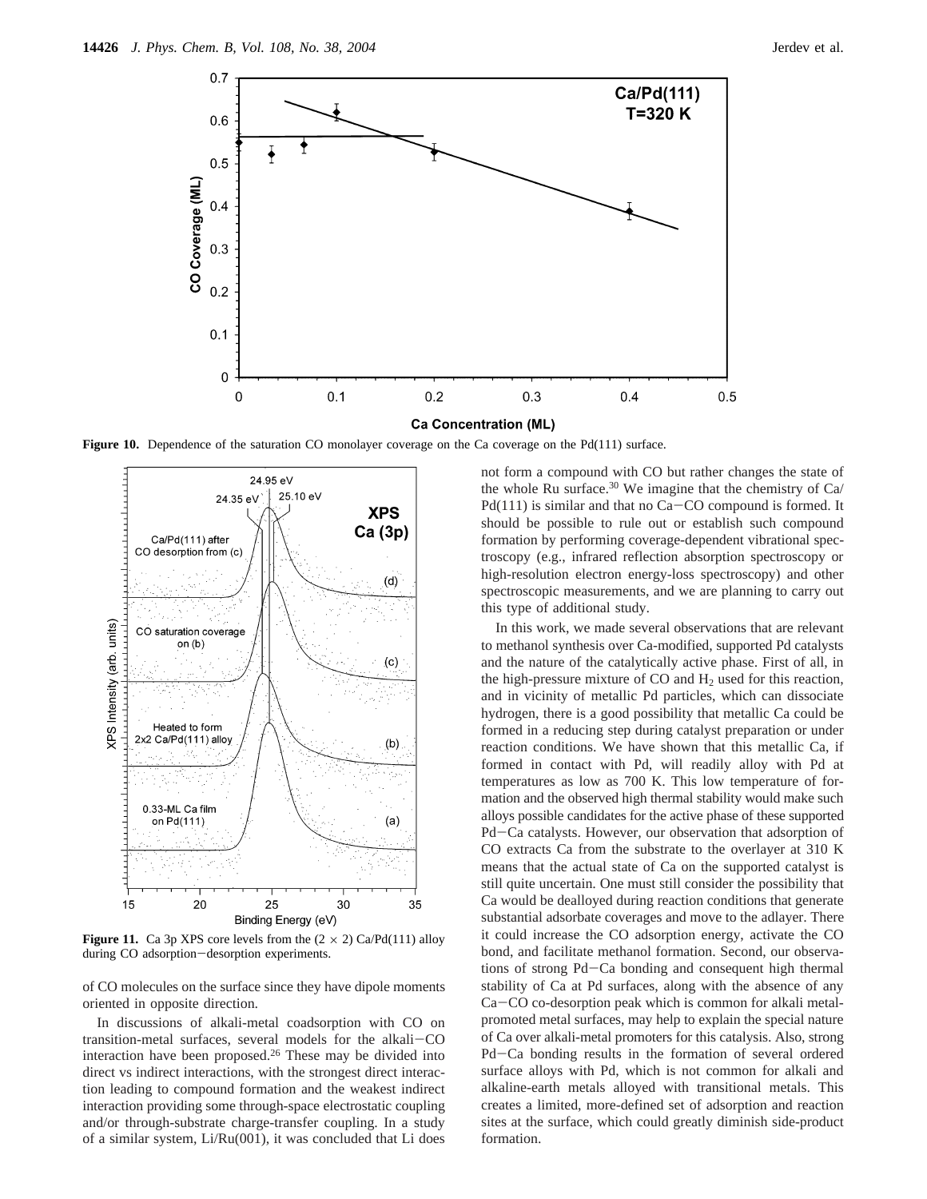**Figure 10.** Dependence of the saturation CO monolayer coverage on the Ca coverage on the Pd(111) surface.

**Figure 11.** Ca 3p XPS core levels from the (2 × 2) Ca/Pd(111) alloy during CO adsorption–desorption experiments.

of CO molecules on the surface since they have dipole moments oriented in opposite direction.

In discussions of alkali-metal coadsorption with CO on transition-metal surfaces, several models for the alkali–CO interaction have been proposed.[26] These may be divided into direct vs indirect interactions, with the strongest direct interaction leading to compound formation and the weakest indirect interaction providing some through-space electrostatic coupling and/or through-substrate charge-transfer coupling. In a study of a similar system, Li/Ru(001), it was concluded that Li does not form a compound with CO but rather changes the state of the whole Ru surface.[30] We imagine that the chemistry of Ca/Pd(111) is similar and that no Ca–CO compound is formed. It should be possible to rule out or establish such compound formation by performing coverage-dependent vibrational spectroscopy (e.g., infrared reflection absorption spectroscopy or high-resolution electron energy-loss spectroscopy) and other spectroscopic measurements, and we are planning to carry out this type of additional study.

In this work, we made several observations that are relevant to methanol synthesis over Ca-modified, supported Pd catalysts and the nature of the catalytically active phase. First of all, in the high-pressure mixture of CO and $H_2$ used for this reaction, and in vicinity of metallic Pd particles, which can dissociate hydrogen, there is a good possibility that metallic Ca could be formed in a reducing step during catalyst preparation or under reaction conditions. We have shown that this metallic Ca, if formed in contact with Pd, will readily alloy with Pd at temperatures as low as 700 K. This low temperature of formation and the observed high thermal stability would make such alloys possible candidates for the active phase of these supported Pd–Ca catalysts. However, our observation that adsorption of CO extracts Ca from the substrate to the overlayer at 310 K means that the actual state of Ca on the supported catalyst is still quite uncertain. One must still consider the possibility that Ca would be dealloyed during reaction conditions that generate substantial adsorbate coverages and move to the adlayer. There it could increase the CO adsorption energy, activate the CO bond, and facilitate methanol formation. Second, our observations of strong Pd–Ca bonding and consequent high thermal stability of Ca at Pd surfaces, along with the absence of any Ca–CO co-desorption peak which is common for alkali metal-promoted metal surfaces, may help to explain the special nature of Ca over alkali-metal promoters for this catalysis. Also, strong Pd–Ca bonding results in the formation of several ordered surface alloys with Pd, which is not common for alkali and alkaline-earth metals alloyed with transitional metals. This creates a limited, more-defined set of adsorption and reaction sites at the surface, which could greatly diminish side-product formation.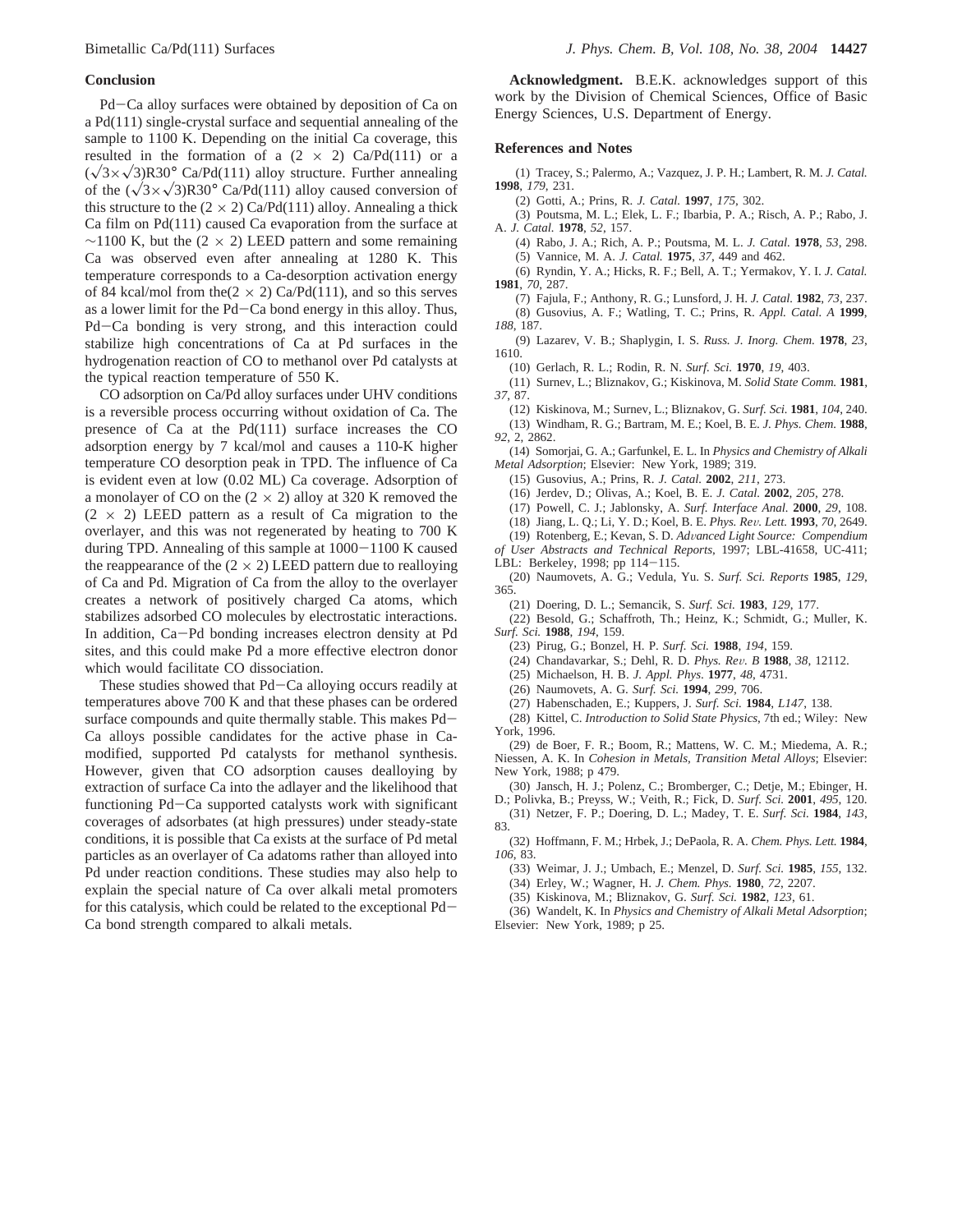## Conclusion

Pd−Ca alloy surfaces were obtained by deposition of Ca on a Pd(111) single-crystal surface and sequential annealing of the sample to 1100 K. Depending on the initial Ca coverage, this resulted in the formation of a $(2 \times 2)$ Ca/Pd(111) or a $(\sqrt{3}\times\sqrt{3})$R30° Ca/Pd(111) alloy structure. Further annealing of the $(\sqrt{3}\times\sqrt{3})$R30° Ca/Pd(111) alloy caused conversion of this structure to the $(2 \times 2)$ Ca/Pd(111) alloy. Annealing a thick Ca film on Pd(111) caused Ca evaporation from the surface at ∼1100 K, but the $(2 \times 2)$ LEED pattern and some remaining Ca was observed even after annealing at 1280 K. This temperature corresponds to a Ca-desorption activation energy of 84 kcal/mol from the$(2 \times 2)$ Ca/Pd(111), and so this serves as a lower limit for the Pd−Ca bond energy in this alloy. Thus, Pd−Ca bonding is very strong, and this interaction could stabilize high concentrations of Ca at Pd surfaces in the hydrogenation reaction of CO to methanol over Pd catalysts at the typical reaction temperature of 550 K.

CO adsorption on Ca/Pd alloy surfaces under UHV conditions is a reversible process occurring without oxidation of Ca. The presence of Ca at the Pd(111) surface increases the CO adsorption energy by 7 kcal/mol and causes a 110-K higher temperature CO desorption peak in TPD. The influence of Ca is evident even at low (0.02 ML) Ca coverage. Adsorption of a monolayer of CO on the $(2 \times 2)$ alloy at 320 K removed the $(2 \times 2)$ LEED pattern as a result of Ca migration to the overlayer, and this was not regenerated by heating to 700 K during TPD. Annealing of this sample at 1000−1100 K caused the reappearance of the $(2 \times 2)$ LEED pattern due to realloying of Ca and Pd. Migration of Ca from the alloy to the overlayer creates a network of positively charged Ca atoms, which stabilizes adsorbed CO molecules by electrostatic interactions. In addition, Ca−Pd bonding increases electron density at Pd sites, and this could make Pd a more effective electron donor which would facilitate CO dissociation.

These studies showed that Pd−Ca alloying occurs readily at temperatures above 700 K and that these phases can be ordered surface compounds and quite thermally stable. This makes Pd−Ca alloys possible candidates for the active phase in Ca-modified, supported Pd catalysts for methanol synthesis. However, given that CO adsorption causes dealloying by extraction of surface Ca into the adlayer and the likelihood that functioning Pd−Ca supported catalysts work with significant coverages of adsorbates (at high pressures) under steady-state conditions, it is possible that Ca exists at the surface of Pd metal particles as an overlayer of Ca adatoms rather than alloyed into Pd under reaction conditions. These studies may also help to explain the special nature of Ca over alkali metal promoters for this catalysis, which could be related to the exceptional Pd−Ca bond strength compared to alkali metals.

**Acknowledgment.** B.E.K. acknowledges support of this work by the Division of Chemical Sciences, Office of Basic Energy Sciences, U.S. Department of Energy.

## References and Notes

(1) Tracey, S.; Palermo, A.; Vazquez, J. P. H.; Lambert, R. M. *J. Catal.* **1998**, *179*, 231.

(2) Gotti, A.; Prins, R. *J. Catal.* **1997**, *175*, 302.

(3) Poutsma, M. L.; Elek, L. F.; Ibarbia, P. A.; Risch, A. P.; Rabo, J. A. *J. Catal.* **1978**, *52*, 157.

(4) Rabo, J. A.; Rich, A. P.; Poutsma, M. L. *J. Catal.* **1978**, *53*, 298.

(5) Vannice, M. A. *J. Catal.* **1975**, *37*, 449 and 462.

(6) Ryndin, Y. A.; Hicks, R. F.; Bell, A. T.; Yermakov, Y. I. *J. Catal.* **1981**, *70*, 287.

(7) Fajula, F.; Anthony, R. G.; Lunsford, J. H. *J. Catal.* **1982**, *73*, 237.

(8) Gusovius, A. F.; Watling, T. C.; Prins, R. *Appl. Catal. A* **1999**, *188*, 187.

(9) Lazarev, V. B.; Shaplygin, I. S. *Russ. J. Inorg. Chem.* **1978**, *23*, 1610.

(10) Gerlach, R. L.; Rodin, R. N. *Surf. Sci.* **1970**, *19*, 403.

(11) Surnev, L.; Bliznakov, G.; Kiskinova, M. *Solid State Comm.* **1981**, *37*, 87.

(12) Kiskinova, M.; Surnev, L.; Bliznakov, G. *Surf. Sci.* **1981**, *104*, 240.

(13) Windham, R. G.; Bartram, M. E.; Koel, B. E. *J. Phys. Chem.* **1988**, *92*, 2, 2862.

(14) Somorjai, G. A.; Garfunkel, E. L. In *Physics and Chemistry of Alkali Metal Adsorption*; Elsevier: New York, 1989; 319.

(15) Gusovius, A.; Prins, R. *J. Catal.* **2002**, *211*, 273.

(16) Jerdev, D.; Olivas, A.; Koel, B. E. *J. Catal.* **2002**, *205*, 278.

(17) Powell, C. J.; Jablonsky, A. *Surf. Interface Anal.* **2000**, *29*, 108.

(18) Jiang, L. Q.; Li, Y. D.; Koel, B. E. *Phys. Rev. Lett.* **1993**, *70*, 2649.

(19) Rotenberg, E.; Kevan, S. D. *Advanced Light Source: Compendium of User Abstracts and Technical Reports*, 1997; LBL-41658, UC-411; LBL: Berkeley, 1998; pp 114−115.

(20) Naumovets, A. G.; Vedula, Yu. S. *Surf. Sci. Reports* **1985**, *129*, 365.

(21) Doering, D. L.; Semancik, S. *Surf. Sci.* **1983**, *129*, 177.

(22) Besold, G.; Schaffroth, Th.; Heinz, K.; Schmidt, G.; Muller, K. *Surf. Sci.* **1988**, *194*, 159.

(23) Pirug, G.; Bonzel, H. P. *Surf. Sci.* **1988**, *194*, 159.

(24) Chandavarkar, S.; Dehl, R. D. *Phys. Rev. B* **1988**, *38*, 12112.

(25) Michaelson, H. B. *J. Appl. Phys.* **1977**, *48*, 4731.

(26) Naumovets, A. G. *Surf. Sci.* **1994**, *299*, 706.

(27) Habenschaden, E.; Kuppers, J. *Surf. Sci.* **1984**, *L147*, 138.

(28) Kittel, C. *Introduction to Solid State Physics*, 7th ed.; Wiley: New York, 1996.

(29) de Boer, F. R.; Boom, R.; Mattens, W. C. M.; Miedema, A. R.; Niessen, A. K. In *Cohesion in Metals, Transition Metal Alloys*; Elsevier: New York, 1988; p 479.

(30) Jansch, H. J.; Polenz, C.; Bromberger, C.; Detje, M.; Ebinger, H. D.; Polivka, B.; Preyss, W.; Veith, R.; Fick, D. *Surf. Sci.* **2001**, *495*, 120.

(31) Netzer, F. P.; Doering, D. L.; Madey, T. E. *Surf. Sci.* **1984**, *143*, 83.

(32) Hoffmann, F. M.; Hrbek, J.; DePaola, R. A. *Chem. Phys. Lett.* **1984**, *106*, 83.

(33) Weimar, J. J.; Umbach, E.; Menzel, D. *Surf. Sci.* **1985**, *155*, 132.

(34) Erley, W.; Wagner, H. *J. Chem. Phys.* **1980**, *72*, 2207.

(35) Kiskinova, M.; Bliznakov, G. *Surf. Sci.* **1982**, *123*, 61.

(36) Wandelt, K. In *Physics and Chemistry of Alkali Metal Adsorption*; Elsevier: New York, 1989; p 25.